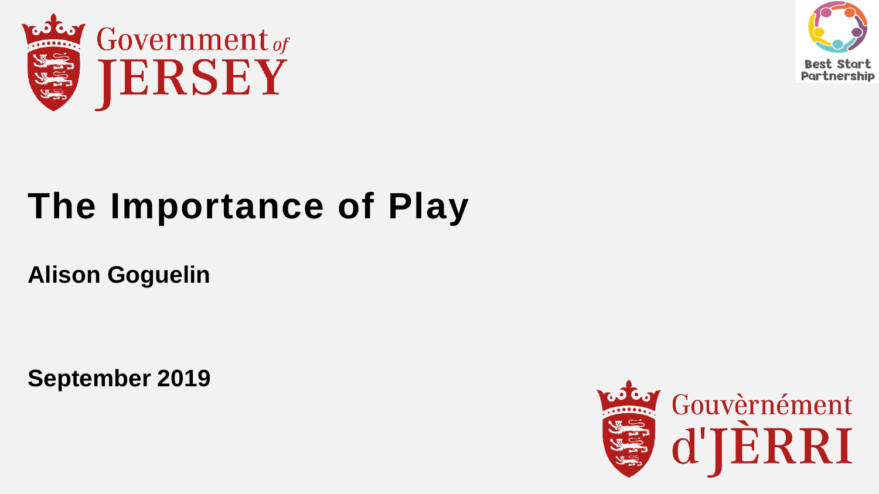Government of JERSEY

Best Start Partnership

# The Importance of Play

**Alison Goguelin**

**September 2019**

Gouvèrnément d'JÈRRI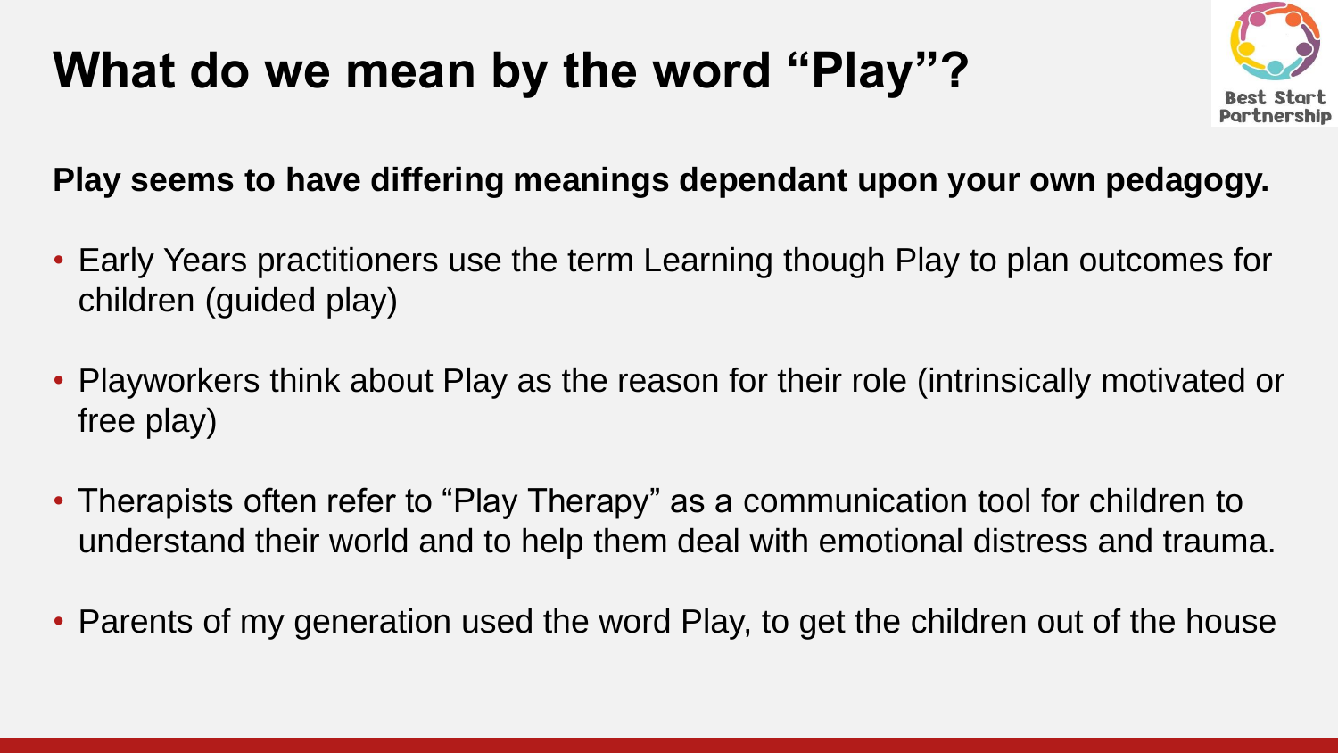# What do we mean by the word "Play"?

**Play seems to have differing meanings dependant upon your own pedagogy.**

- Early Years practitioners use the term Learning though Play to plan outcomes for children (guided play)
- Playworkers think about Play as the reason for their role (intrinsically motivated or free play)
- Therapists often refer to "Play Therapy" as a communication tool for children to understand their world and to help them deal with emotional distress and trauma.
- Parents of my generation used the word Play, to get the children out of the house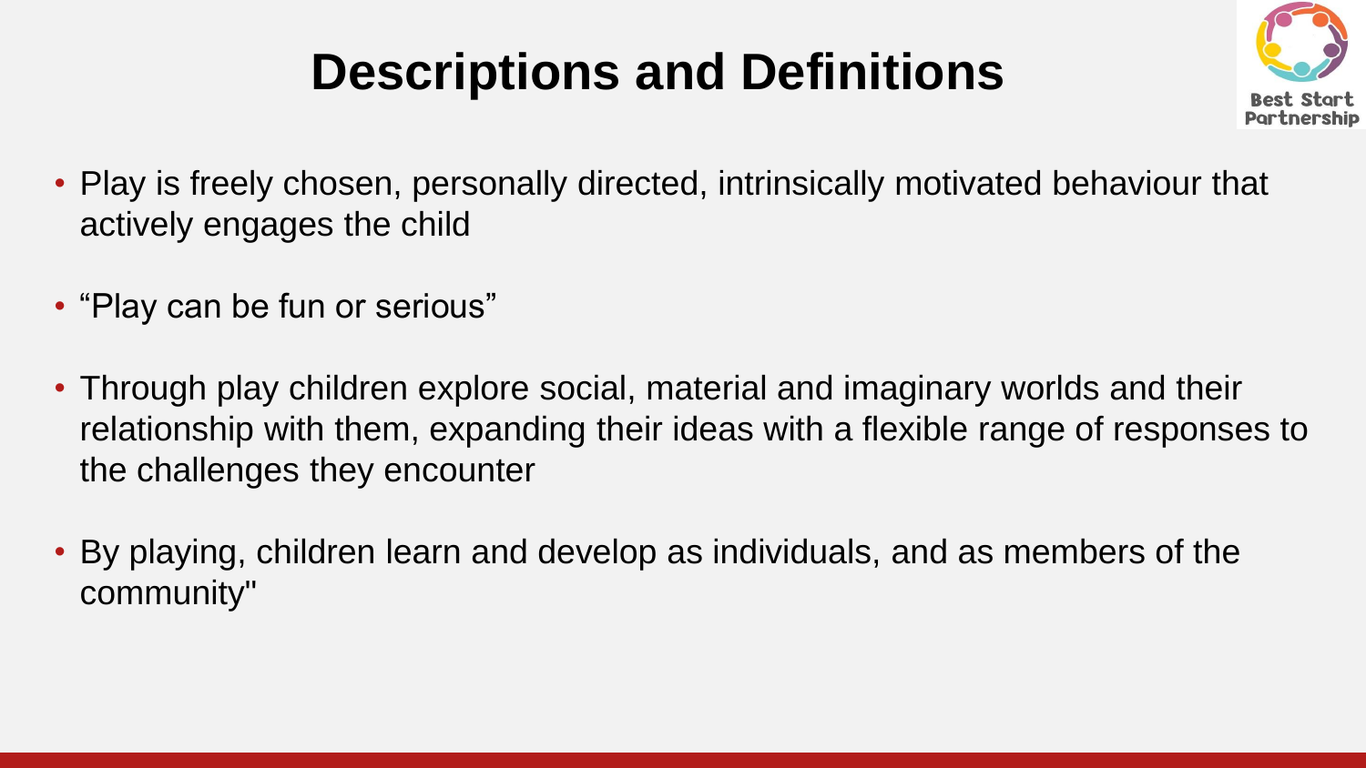# Descriptions and Definitions

- Play is freely chosen, personally directed, intrinsically motivated behaviour that actively engages the child
- “Play can be fun or serious”
- Through play children explore social, material and imaginary worlds and their relationship with them, expanding their ideas with a flexible range of responses to the challenges they encounter
- By playing, children learn and develop as individuals, and as members of the community"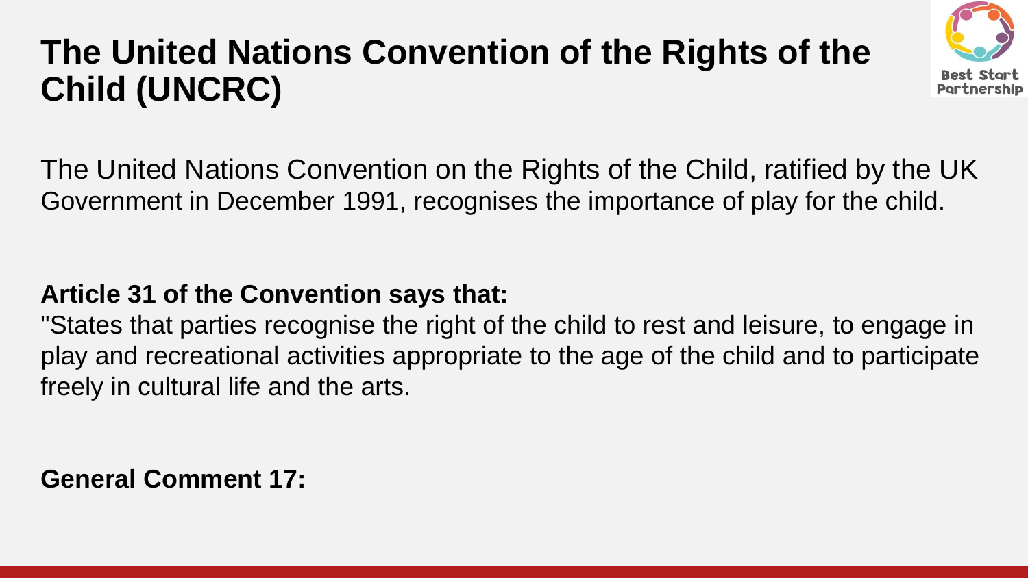# The United Nations Convention of the Rights of the Child (UNCRC)

The United Nations Convention on the Rights of the Child, ratified by the UK Government in December 1991, recognises the importance of play for the child.

**Article 31 of the Convention says that:**
"States that parties recognise the right of the child to rest and leisure, to engage in play and recreational activities appropriate to the age of the child and to participate freely in cultural life and the arts.

**General Comment 17:**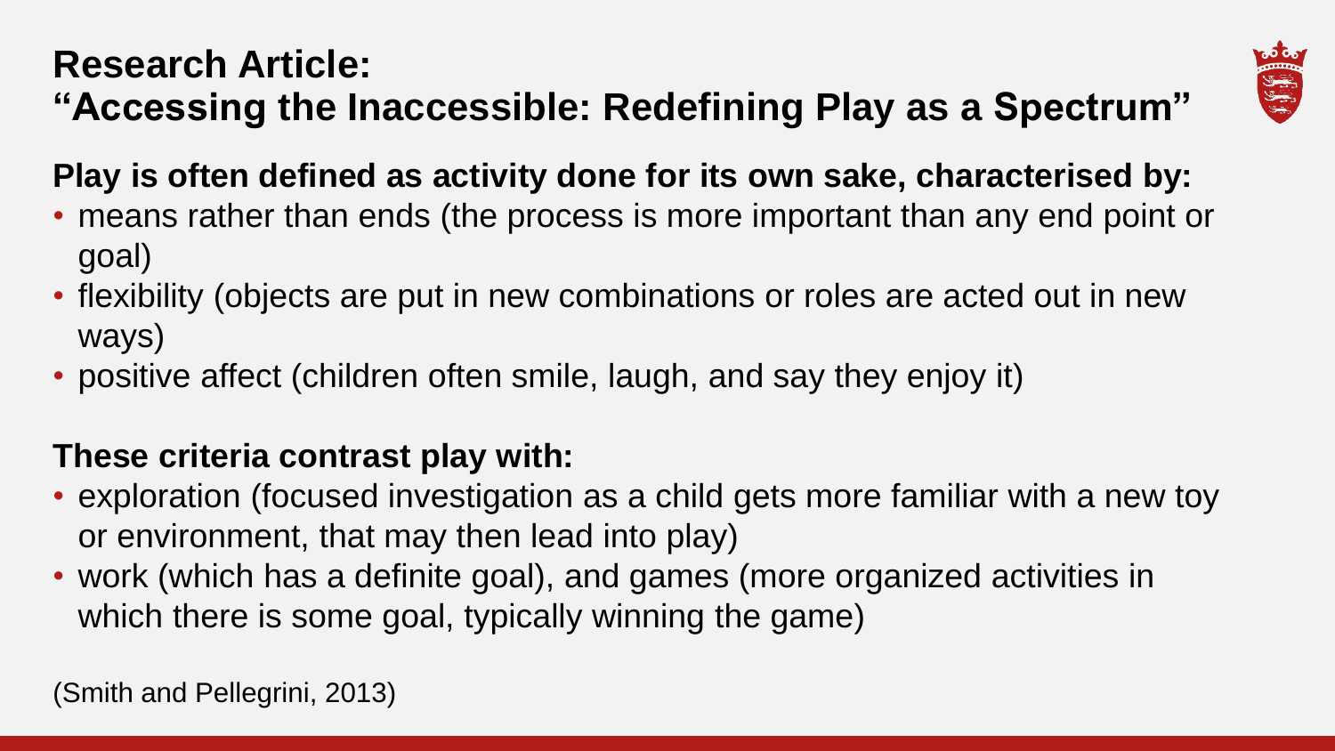# Research Article:
# "Accessing the Inaccessible: Redefining Play as a Spectrum"

**Play is often defined as activity done for its own sake, characterised by:**

- means rather than ends (the process is more important than any end point or goal)
- flexibility (objects are put in new combinations or roles are acted out in new ways)
- positive affect (children often smile, laugh, and say they enjoy it)

**These criteria contrast play with:**

- exploration (focused investigation as a child gets more familiar with a new toy or environment, that may then lead into play)
- work (which has a definite goal), and games (more organized activities in which there is some goal, typically winning the game)

(Smith and Pellegrini, 2013)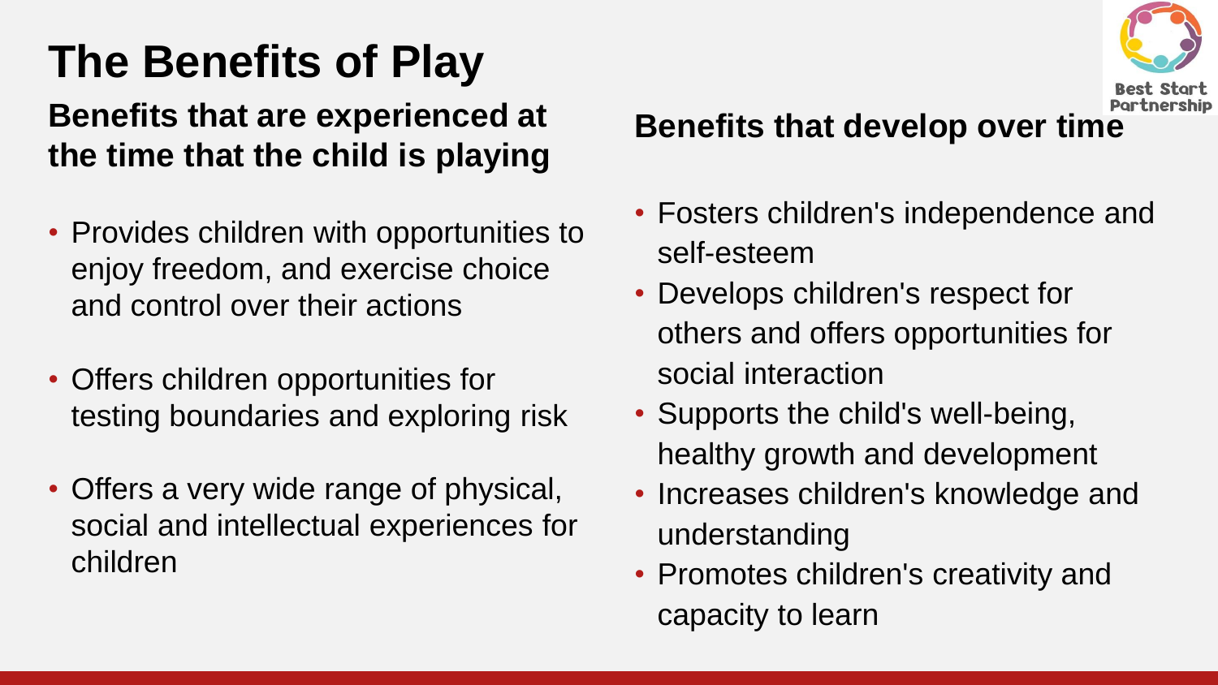# The Benefits of Play

## Benefits that are experienced at the time that the child is playing

- Provides children with opportunities to enjoy freedom, and exercise choice and control over their actions
- Offers children opportunities for testing boundaries and exploring risk
- Offers a very wide range of physical, social and intellectual experiences for children

## Benefits that develop over time

- Fosters children's independence and self-esteem
- Develops children's respect for others and offers opportunities for social interaction
- Supports the child's well-being, healthy growth and development
- Increases children's knowledge and understanding
- Promotes children's creativity and capacity to learn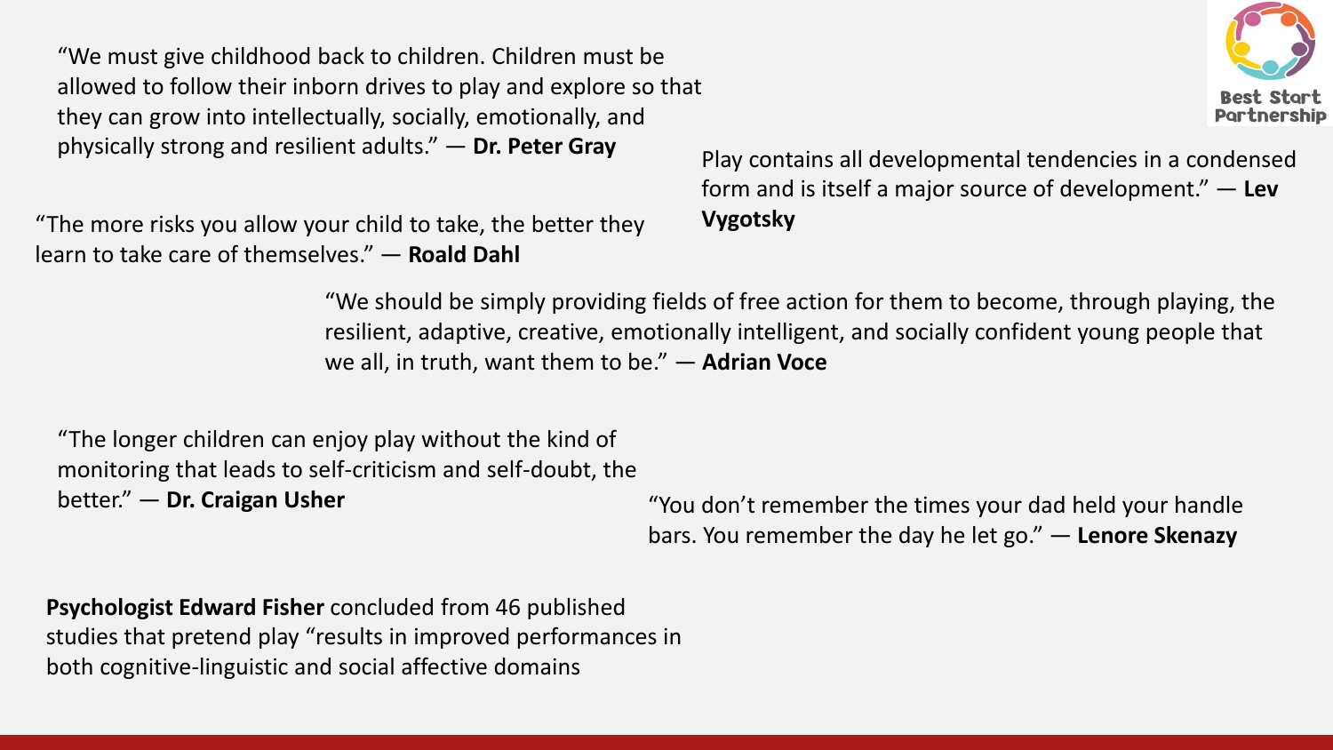“We must give childhood back to children. Children must be allowed to follow their inborn drives to play and explore so that they can grow into intellectually, socially, emotionally, and physically strong and resilient adults.” — **Dr. Peter Gray**

Play contains all developmental tendencies in a condensed form and is itself a major source of development.” — **Lev Vygotsky**

“The more risks you allow your child to take, the better they learn to take care of themselves.” — **Roald Dahl**

“We should be simply providing fields of free action for them to become, through playing, the resilient, adaptive, creative, emotionally intelligent, and socially confident young people that we all, in truth, want them to be.” — **Adrian Voce**

“The longer children can enjoy play without the kind of monitoring that leads to self-criticism and self-doubt, the better.” — **Dr. Craigan Usher**

“You don’t remember the times your dad held your handle bars. You remember the day he let go.” — **Lenore Skenazy**

**Psychologist Edward Fisher** concluded from 46 published studies that pretend play “results in improved performances in both cognitive-linguistic and social affective domains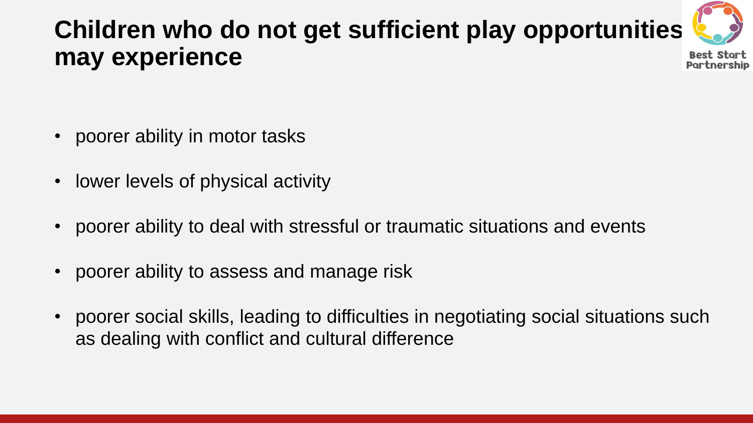# Children who do not get sufficient play opportunities may experience

- poorer ability in motor tasks
- lower levels of physical activity
- poorer ability to deal with stressful or traumatic situations and events
- poorer ability to assess and manage risk
- poorer social skills, leading to difficulties in negotiating social situations such as dealing with conflict and cultural difference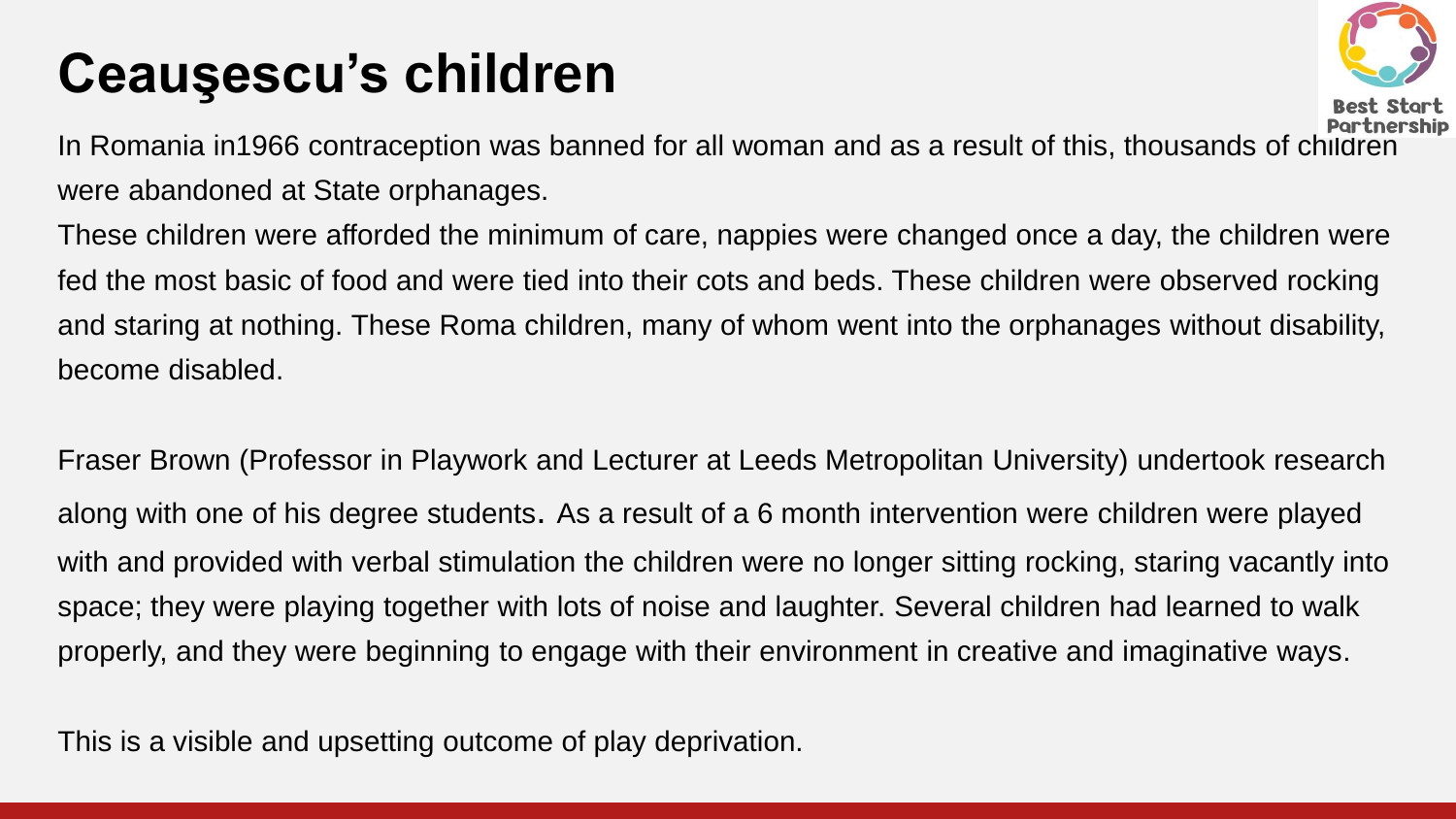# Ceauşescu's children

In Romania in1966 contraception was banned for all woman and as a result of this, thousands of children were abandoned at State orphanages.

These children were afforded the minimum of care, nappies were changed once a day, the children were fed the most basic of food and were tied into their cots and beds. These children were observed rocking and staring at nothing. These Roma children, many of whom went into the orphanages without disability, become disabled.

Fraser Brown (Professor in Playwork and Lecturer at Leeds Metropolitan University) undertook research along with one of his degree students. As a result of a 6 month intervention were children were played with and provided with verbal stimulation the children were no longer sitting rocking, staring vacantly into space; they were playing together with lots of noise and laughter. Several children had learned to walk properly, and they were beginning to engage with their environment in creative and imaginative ways.

This is a visible and upsetting outcome of play deprivation.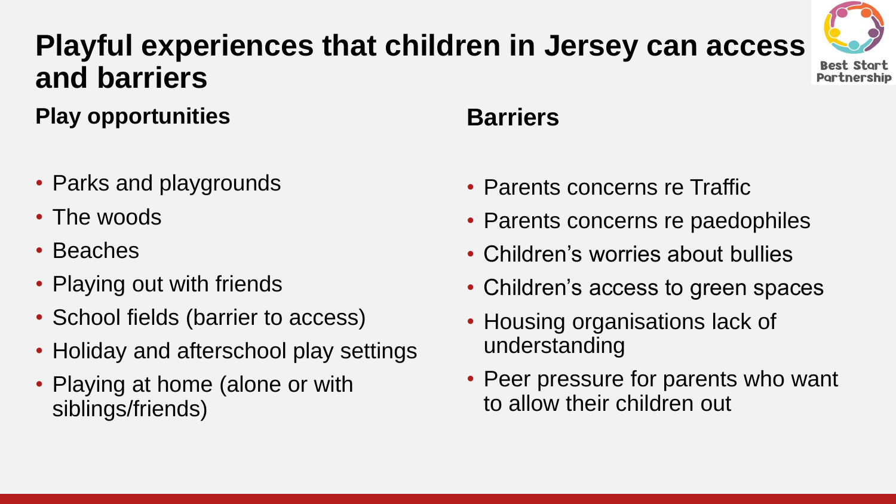# Playful experiences that children in Jersey can access and barriers

### Play opportunities

- Parks and playgrounds
- The woods
- Beaches
- Playing out with friends
- School fields (barrier to access)
- Holiday and afterschool play settings
- Playing at home (alone or with siblings/friends)

### Barriers

- Parents concerns re Traffic
- Parents concerns re paedophiles
- Children's worries about bullies
- Children's access to green spaces
- Housing organisations lack of understanding
- Peer pressure for parents who want to allow their children out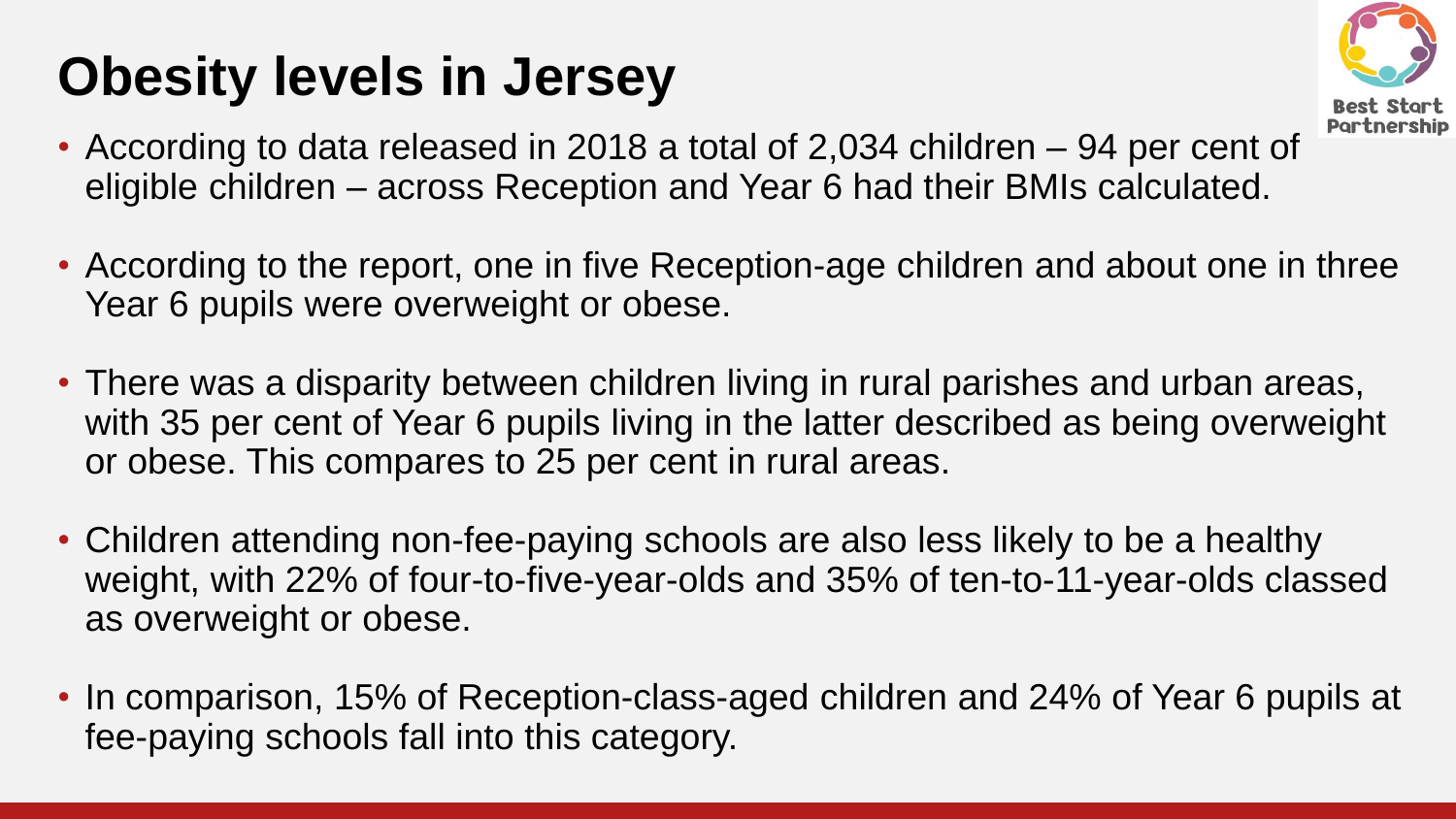# Obesity levels in Jersey

- According to data released in 2018 a total of 2,034 children – 94 per cent of eligible children – across Reception and Year 6 had their BMIs calculated.
- According to the report, one in five Reception-age children and about one in three Year 6 pupils were overweight or obese.
- There was a disparity between children living in rural parishes and urban areas, with 35 per cent of Year 6 pupils living in the latter described as being overweight or obese. This compares to 25 per cent in rural areas.
- Children attending non-fee-paying schools are also less likely to be a healthy weight, with 22% of four-to-five-year-olds and 35% of ten-to-11-year-olds classed as overweight or obese.
- In comparison, 15% of Reception-class-aged children and 24% of Year 6 pupils at fee-paying schools fall into this category.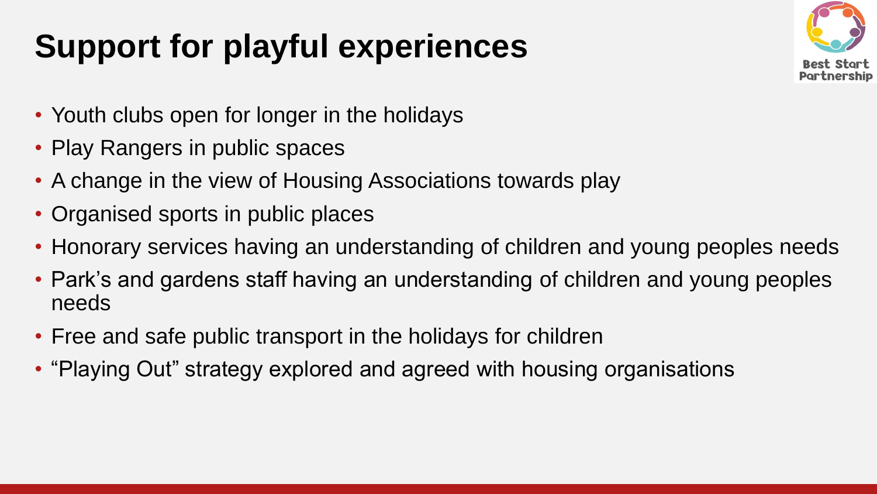# Support for playful experiences

- Youth clubs open for longer in the holidays
- Play Rangers in public spaces
- A change in the view of Housing Associations towards play
- Organised sports in public places
- Honorary services having an understanding of children and young peoples needs
- Park's and gardens staff having an understanding of children and young peoples needs
- Free and safe public transport in the holidays for children
- "Playing Out" strategy explored and agreed with housing organisations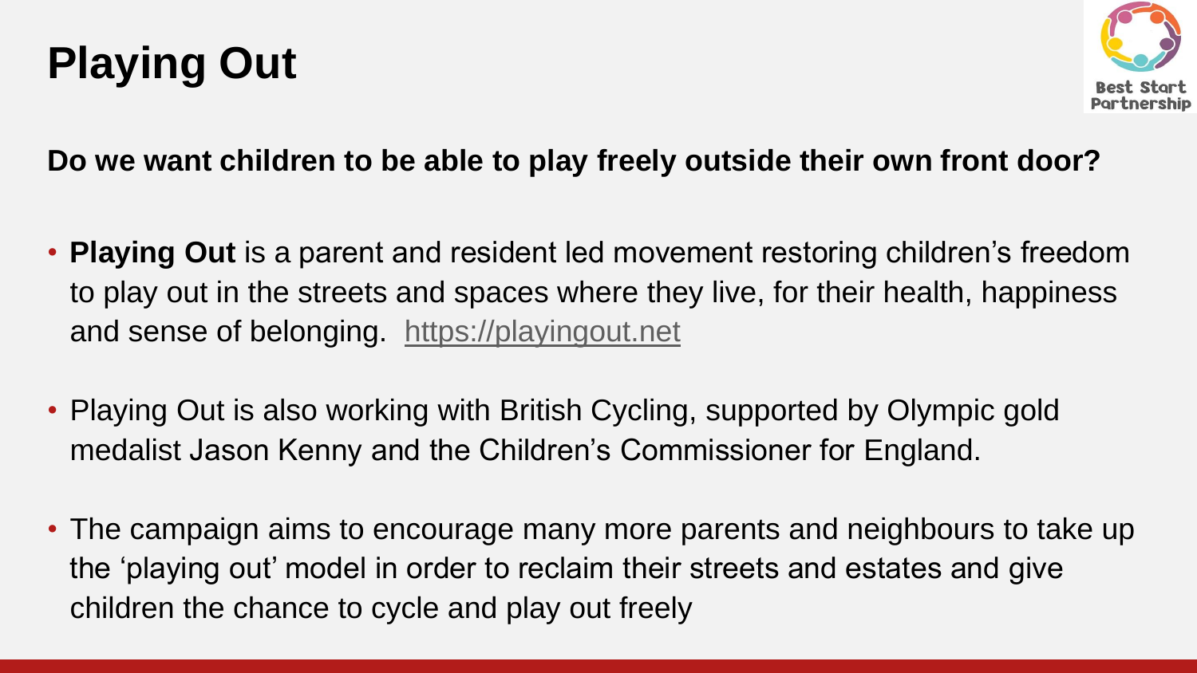# Playing Out

**Do we want children to be able to play freely outside their own front door?**

- **Playing Out** is a parent and resident led movement restoring children's freedom to play out in the streets and spaces where they live, for their health, happiness and sense of belonging. https://playingout.net
- Playing Out is also working with British Cycling, supported by Olympic gold medalist Jason Kenny and the Children's Commissioner for England.
- The campaign aims to encourage many more parents and neighbours to take up the 'playing out' model in order to reclaim their streets and estates and give children the chance to cycle and play out freely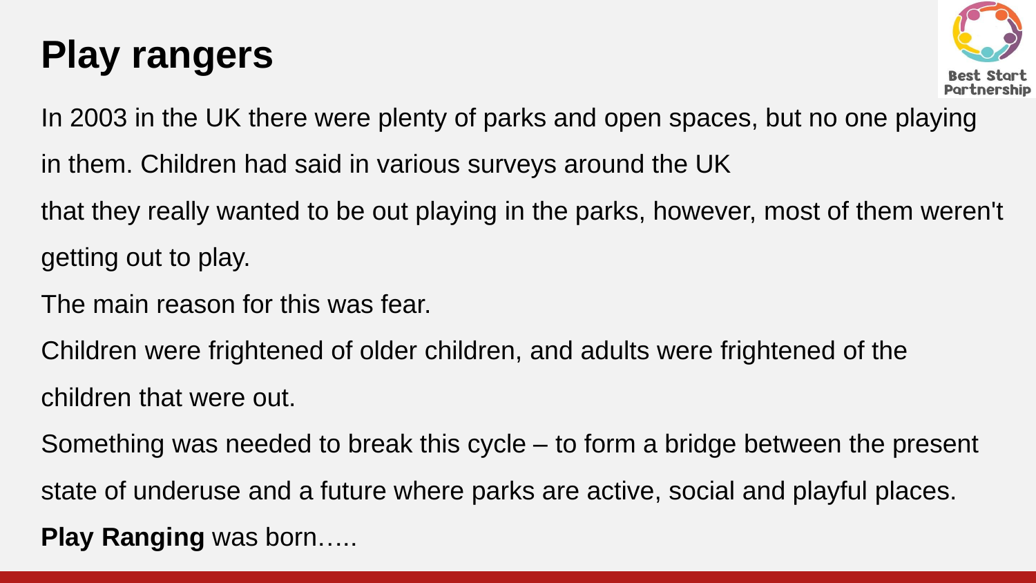# Play rangers

In 2003 in the UK there were plenty of parks and open spaces, but no one playing in them. Children had said in various surveys around the UK

that they really wanted to be out playing in the parks, however, most of them weren't getting out to play.

The main reason for this was fear.

Children were frightened of older children, and adults were frightened of the children that were out.

Something was needed to break this cycle – to form a bridge between the present state of underuse and a future where parks are active, social and playful places.

**Play Ranging** was born…..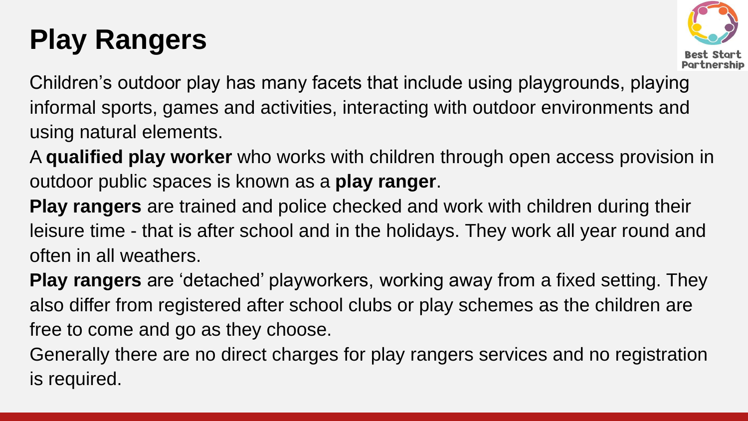# Play Rangers

Children’s outdoor play has many facets that include using playgrounds, playing informal sports, games and activities, interacting with outdoor environments and using natural elements.

A **qualified play worker** who works with children through open access provision in outdoor public spaces is known as a **play ranger**.

**Play rangers** are trained and police checked and work with children during their leisure time - that is after school and in the holidays. They work all year round and often in all weathers.

**Play rangers** are ‘detached’ playworkers, working away from a fixed setting. They also differ from registered after school clubs or play schemes as the children are free to come and go as they choose.

Generally there are no direct charges for play rangers services and no registration is required.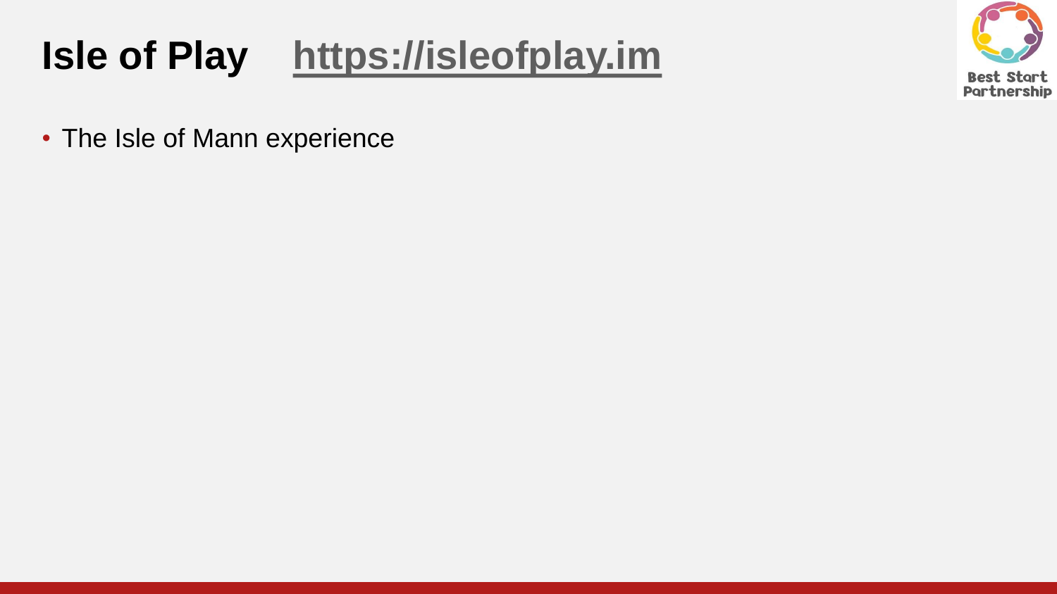# Isle of Play [https://isleofplay.im](https://isleofplay.im)

- The Isle of Mann experience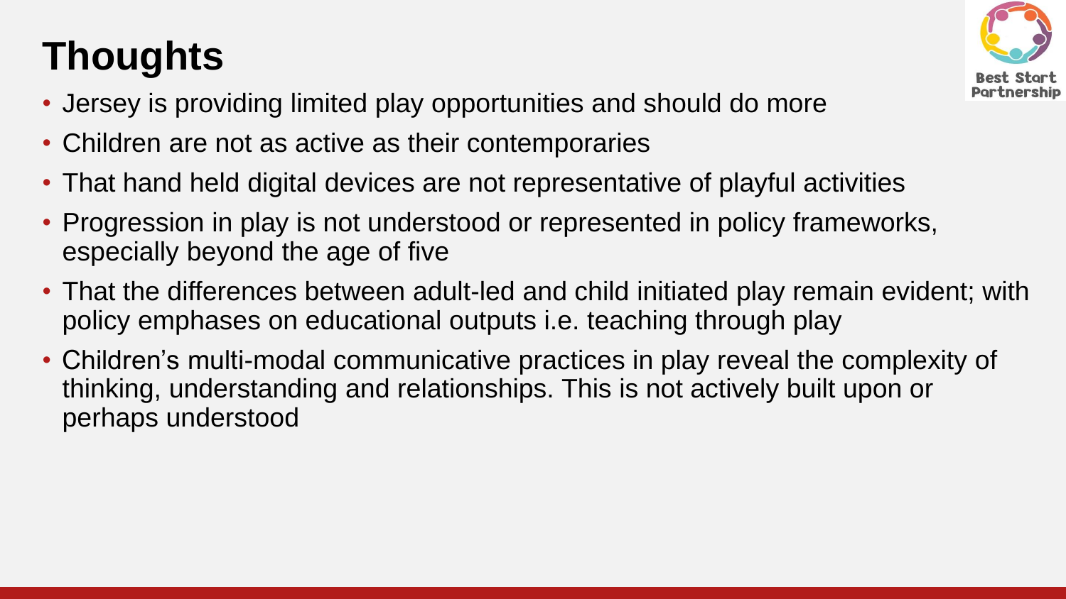# Thoughts

- Jersey is providing limited play opportunities and should do more
- Children are not as active as their contemporaries
- That hand held digital devices are not representative of playful activities
- Progression in play is not understood or represented in policy frameworks, especially beyond the age of five
- That the differences between adult-led and child initiated play remain evident; with policy emphases on educational outputs i.e. teaching through play
- Children's multi-modal communicative practices in play reveal the complexity of thinking, understanding and relationships. This is not actively built upon or perhaps understood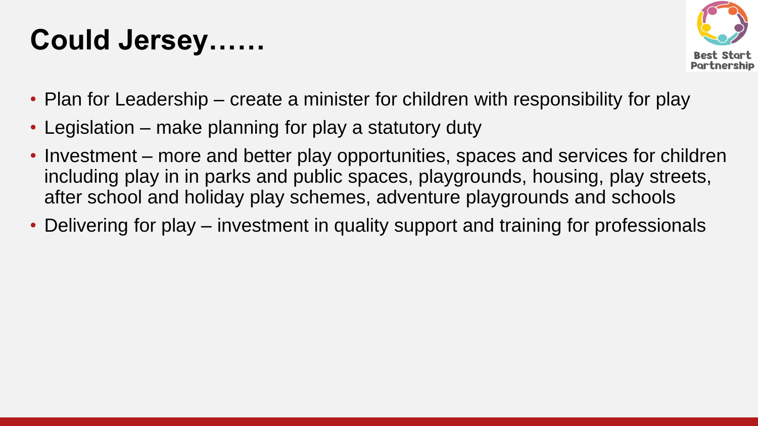# Could Jersey……

- Plan for Leadership – create a minister for children with responsibility for play
- Legislation – make planning for play a statutory duty
- Investment – more and better play opportunities, spaces and services for children including play in in parks and public spaces, playgrounds, housing, play streets, after school and holiday play schemes, adventure playgrounds and schools
- Delivering for play – investment in quality support and training for professionals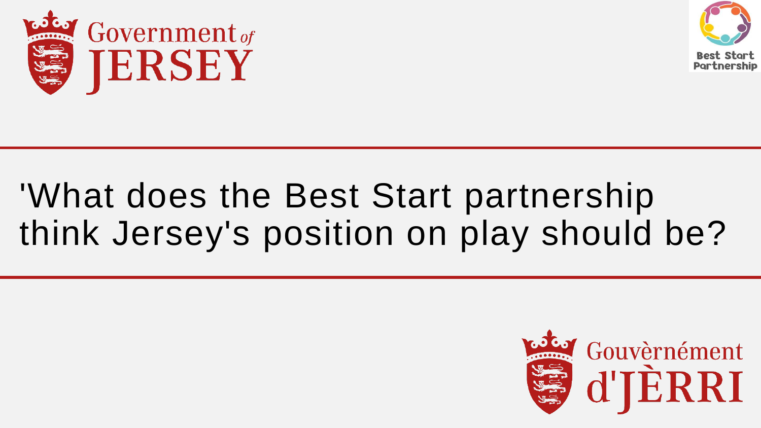'What does the Best Start partnership think Jersey's position on play should be?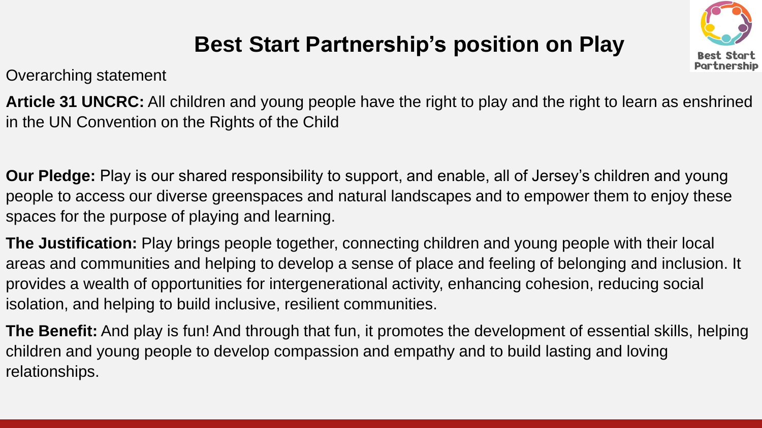# Best Start Partnership's position on Play

Overarching statement

**Article 31 UNCRC:** All children and young people have the right to play and the right to learn as enshrined in the UN Convention on the Rights of the Child

**Our Pledge:** Play is our shared responsibility to support, and enable, all of Jersey's children and young people to access our diverse greenspaces and natural landscapes and to empower them to enjoy these spaces for the purpose of playing and learning.

**The Justification:** Play brings people together, connecting children and young people with their local areas and communities and helping to develop a sense of place and feeling of belonging and inclusion. It provides a wealth of opportunities for intergenerational activity, enhancing cohesion, reducing social isolation, and helping to build inclusive, resilient communities.

**The Benefit:** And play is fun! And through that fun, it promotes the development of essential skills, helping children and young people to develop compassion and empathy and to build lasting and loving relationships.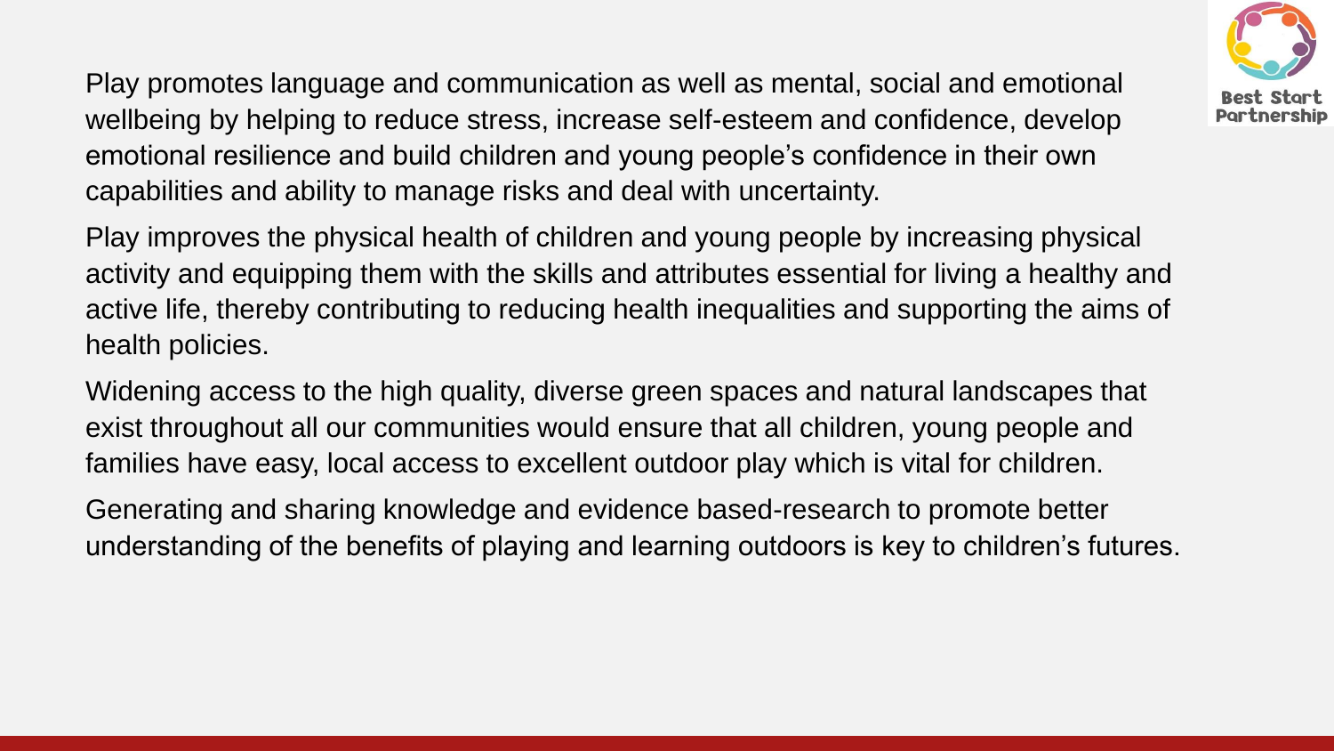Play promotes language and communication as well as mental, social and emotional wellbeing by helping to reduce stress, increase self-esteem and confidence, develop emotional resilience and build children and young people's confidence in their own capabilities and ability to manage risks and deal with uncertainty.

Play improves the physical health of children and young people by increasing physical activity and equipping them with the skills and attributes essential for living a healthy and active life, thereby contributing to reducing health inequalities and supporting the aims of health policies.

Widening access to the high quality, diverse green spaces and natural landscapes that exist throughout all our communities would ensure that all children, young people and families have easy, local access to excellent outdoor play which is vital for children.

Generating and sharing knowledge and evidence based-research to promote better understanding of the benefits of playing and learning outdoors is key to children's futures.